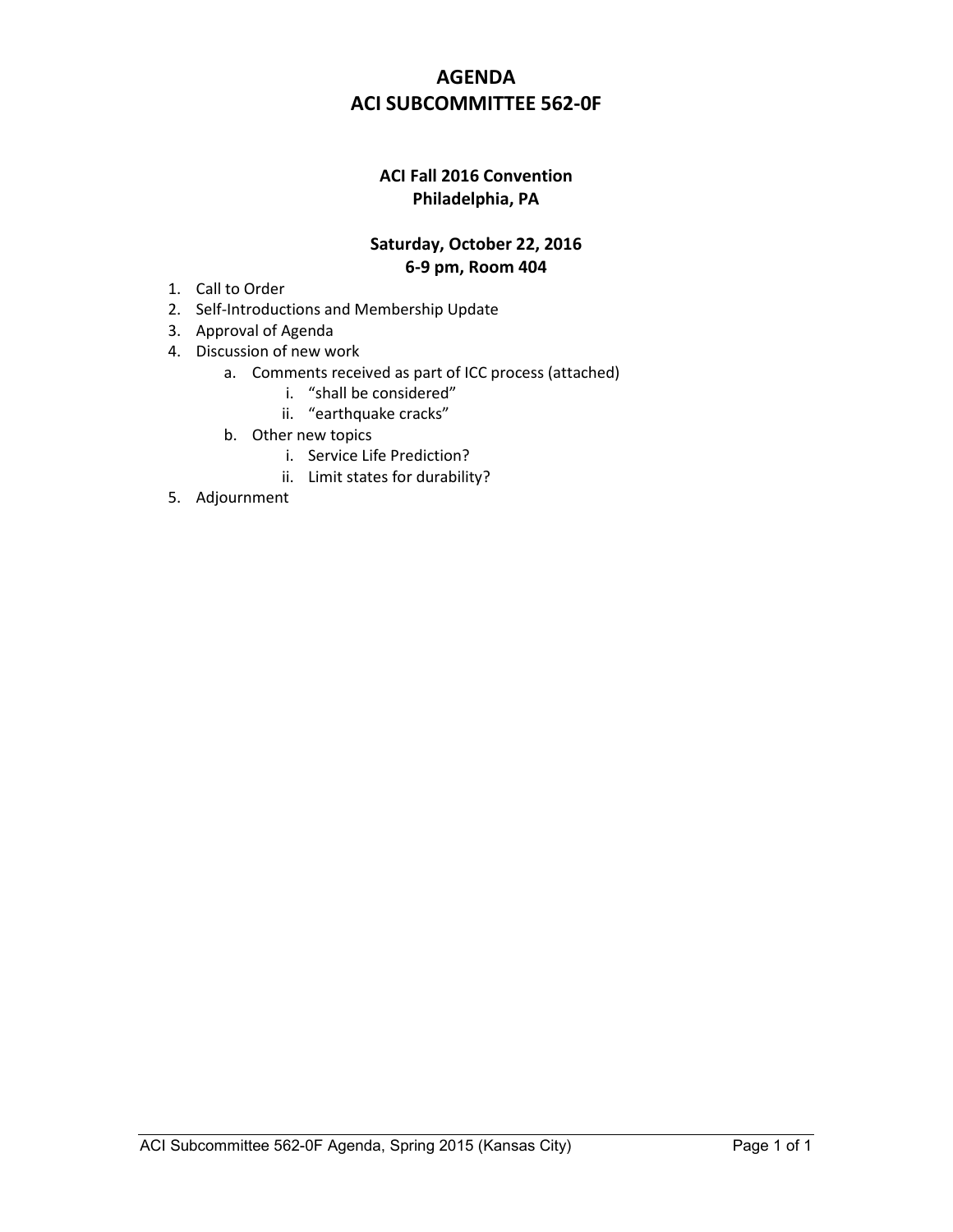# AGENDA
# ACI SUBCOMMITTEE 562-0F

## ACI Fall 2016 Convention
## Philadelphia, PA

## Saturday, October 22, 2016
## 6-9 pm, Room 404

1. Call to Order
2. Self-Introductions and Membership Update
3. Approval of Agenda
4. Discussion of new work
   a. Comments received as part of ICC process (attached)
      i. "shall be considered"
      ii. "earthquake cracks"
   b. Other new topics
      i. Service Life Prediction?
      ii. Limit states for durability?
5. Adjournment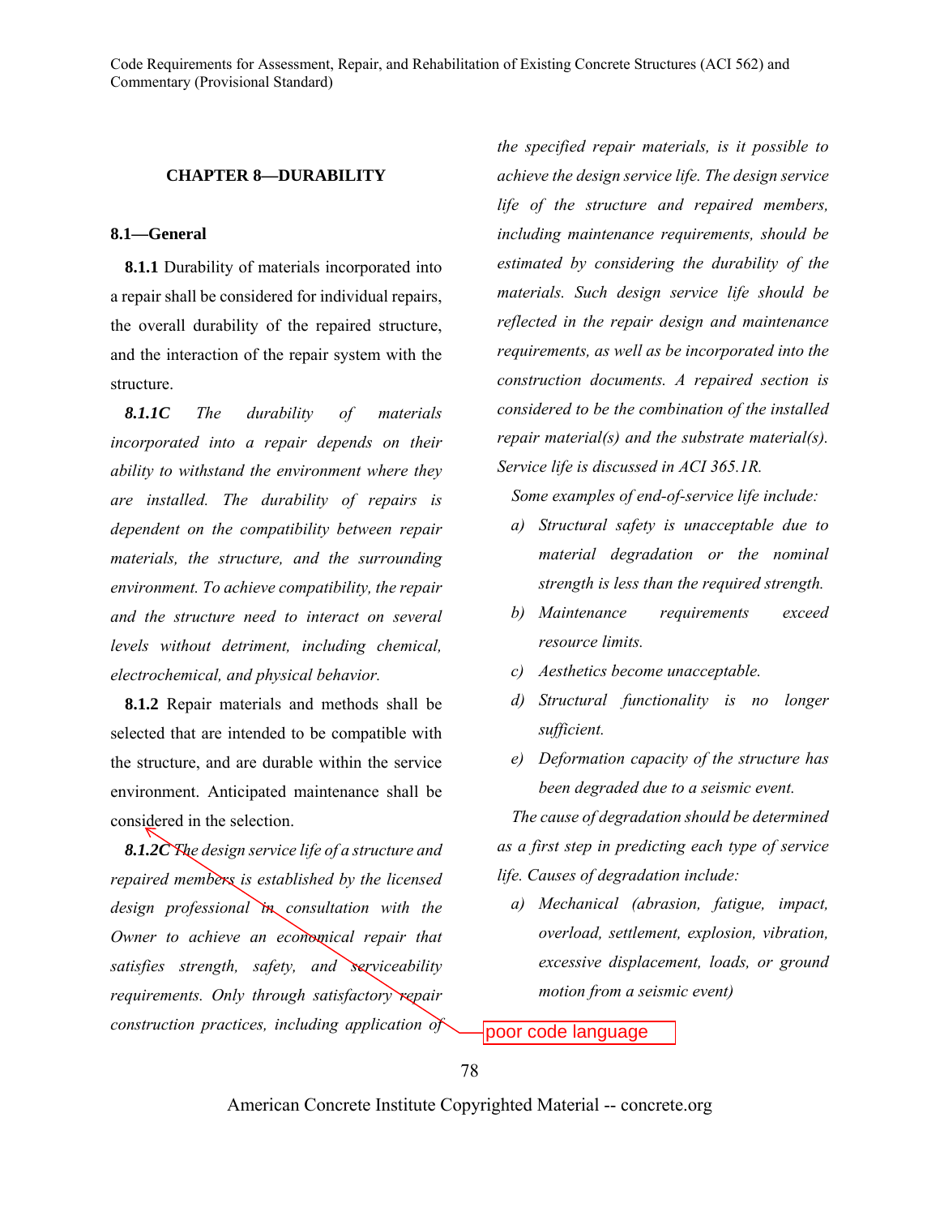# CHAPTER 8—DURABILITY

## 8.1—General

**8.1.1** Durability of materials incorporated into a repair shall be considered for individual repairs, the overall durability of the repaired structure, and the interaction of the repair system with the structure.

***8.1.1C*** *The durability of materials incorporated into a repair depends on their ability to withstand the environment where they are installed. The durability of repairs is dependent on the compatibility between repair materials, the structure, and the surrounding environment. To achieve compatibility, the repair and the structure need to interact on several levels without detriment, including chemical, electrochemical, and physical behavior.*

**8.1.2** Repair materials and methods shall be selected that are intended to be compatible with the structure, and are durable within the service environment. Anticipated maintenance shall be considered in the selection.

***8.1.2C*** *The design service life of a structure and repaired members is established by the licensed design professional in consultation with the Owner to achieve an economical repair that satisfies strength, safety, and serviceability requirements. Only through satisfactory repair construction practices, including application of the specified repair materials, is it possible to achieve the design service life. The design service life of the structure and repaired members, including maintenance requirements, should be estimated by considering the durability of the materials. Such design service life should be reflected in the repair design and maintenance requirements, as well as be incorporated into the construction documents. A repaired section is considered to be the combination of the installed repair material(s) and the substrate material(s). Service life is discussed in ACI 365.1R.*

*Some examples of end-of-service life include:*

*a) Structural safety is unacceptable due to material degradation or the nominal strength is less than the required strength.*

*b) Maintenance requirements exceed resource limits.*

*c) Aesthetics become unacceptable.*

*d) Structural functionality is no longer sufficient.*

*e) Deformation capacity of the structure has been degraded due to a seismic event.*

*The cause of degradation should be determined as a first step in predicting each type of service life. Causes of degradation include:*

*a) Mechanical (abrasion, fatigue, impact, overload, settlement, explosion, vibration, excessive displacement, loads, or ground motion from a seismic event)*

poor code language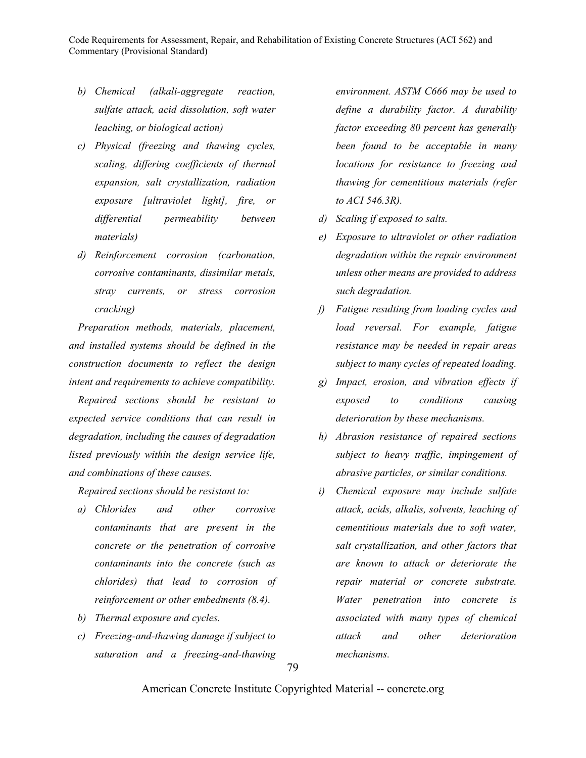*b) Chemical (alkali-aggregate reaction, sulfate attack, acid dissolution, soft water leaching, or biological action)*

*c) Physical (freezing and thawing cycles, scaling, differing coefficients of thermal expansion, salt crystallization, radiation exposure [ultraviolet light], fire, or differential permeability between materials)*

*d) Reinforcement corrosion (carbonation, corrosive contaminants, dissimilar metals, stray currents, or stress corrosion cracking)*

*Preparation methods, materials, placement, and installed systems should be defined in the construction documents to reflect the design intent and requirements to achieve compatibility.*

*Repaired sections should be resistant to expected service conditions that can result in degradation, including the causes of degradation listed previously within the design service life, and combinations of these causes.*

*Repaired sections should be resistant to:*

*a) Chlorides and other corrosive contaminants that are present in the concrete or the penetration of corrosive contaminants into the concrete (such as chlorides) that lead to corrosion of reinforcement or other embedments (8.4).*

*b) Thermal exposure and cycles.*

*c) Freezing-and-thawing damage if subject to saturation and a freezing-and-thawing environment. ASTM C666 may be used to define a durability factor. A durability factor exceeding 80 percent has generally been found to be acceptable in many locations for resistance to freezing and thawing for cementitious materials (refer to ACI 546.3R).*

*d) Scaling if exposed to salts.*

*e) Exposure to ultraviolet or other radiation degradation within the repair environment unless other means are provided to address such degradation.*

*f) Fatigue resulting from loading cycles and load reversal. For example, fatigue resistance may be needed in repair areas subject to many cycles of repeated loading.*

*g) Impact, erosion, and vibration effects if exposed to conditions causing deterioration by these mechanisms.*

*h) Abrasion resistance of repaired sections subject to heavy traffic, impingement of abrasive particles, or similar conditions.*

*i) Chemical exposure may include sulfate attack, acids, alkalis, solvents, leaching of cementitious materials due to soft water, salt crystallization, and other factors that are known to attack or deteriorate the repair material or concrete substrate. Water penetration into concrete is associated with many types of chemical attack and other deterioration mechanisms.*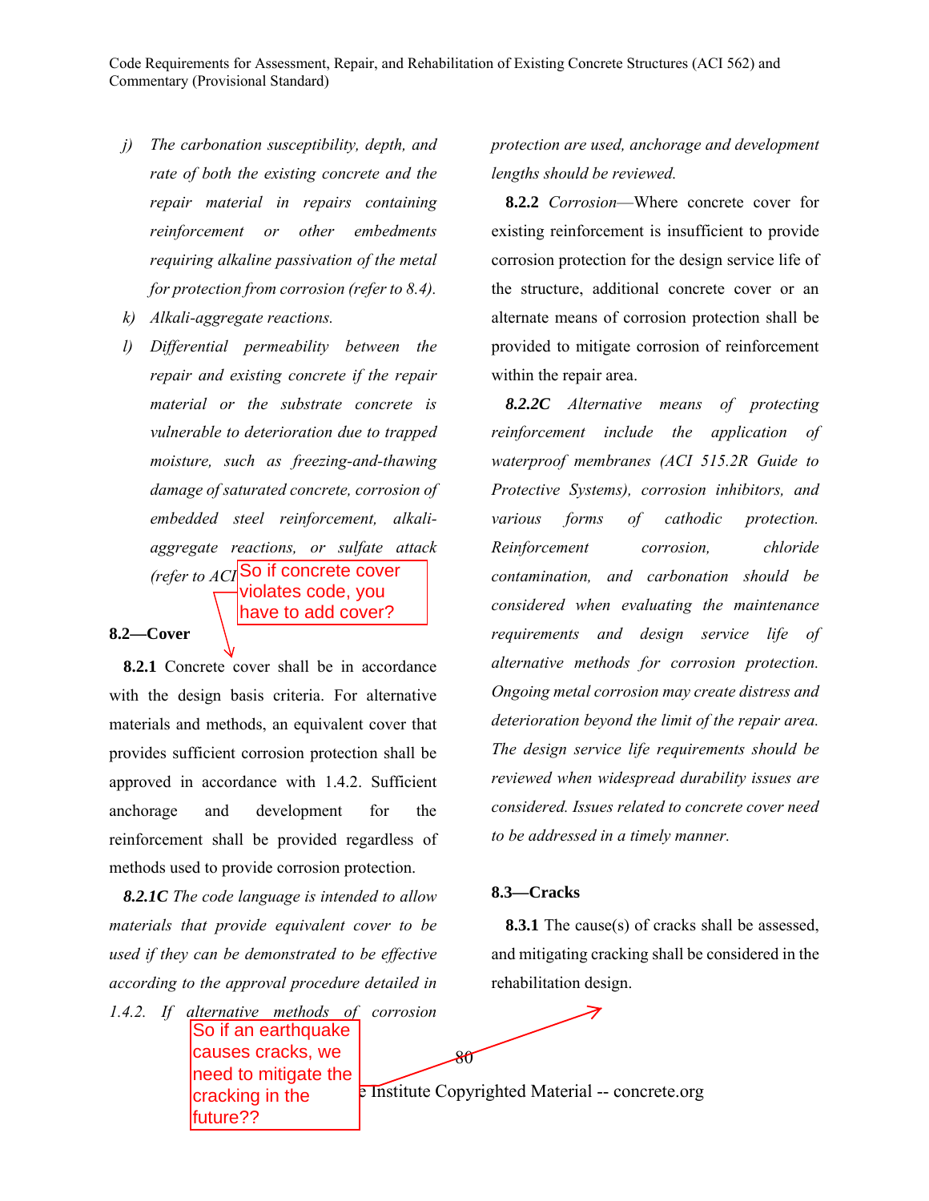j) *The carbonation susceptibility, depth, and rate of both the existing concrete and the repair material in repairs containing reinforcement or other embedments requiring alkaline passivation of the metal for protection from corrosion (refer to 8.4).*

k) *Alkali-aggregate reactions.*

l) *Differential permeability between the repair and existing concrete if the repair material or the substrate concrete is vulnerable to deterioration due to trapped moisture, such as freezing-and-thawing damage of saturated concrete, corrosion of embedded steel reinforcement, alkali-aggregate reactions, or sulfate attack (refer to ACI*

## 8.2—Cover

**8.2.1** Concrete cover shall be in accordance with the design basis criteria. For alternative materials and methods, an equivalent cover that provides sufficient corrosion protection shall be approved in accordance with 1.4.2. Sufficient anchorage and development for the reinforcement shall be provided regardless of methods used to provide corrosion protection.

***8.2.1C*** *The code language is intended to allow materials that provide equivalent cover to be used if they can be demonstrated to be effective according to the approval procedure detailed in 1.4.2. If alternative methods of corrosion protection are used, anchorage and development lengths should be reviewed.*

**8.2.2** *Corrosion*—Where concrete cover for existing reinforcement is insufficient to provide corrosion protection for the design service life of the structure, additional concrete cover or an alternate means of corrosion protection shall be provided to mitigate corrosion of reinforcement within the repair area.

***8.2.2C*** *Alternative means of protecting reinforcement include the application of waterproof membranes (ACI 515.2R Guide to Protective Systems), corrosion inhibitors, and various forms of cathodic protection. Reinforcement corrosion, chloride contamination, and carbonation should be considered when evaluating the maintenance requirements and design service life of alternative methods for corrosion protection. Ongoing metal corrosion may create distress and deterioration beyond the limit of the repair area. The design service life requirements should be reviewed when widespread durability issues are considered. Issues related to concrete cover need to be addressed in a timely manner.*

## 8.3—Cracks

**8.3.1** The cause(s) of cracks shall be assessed, and mitigating cracking shall be considered in the rehabilitation design.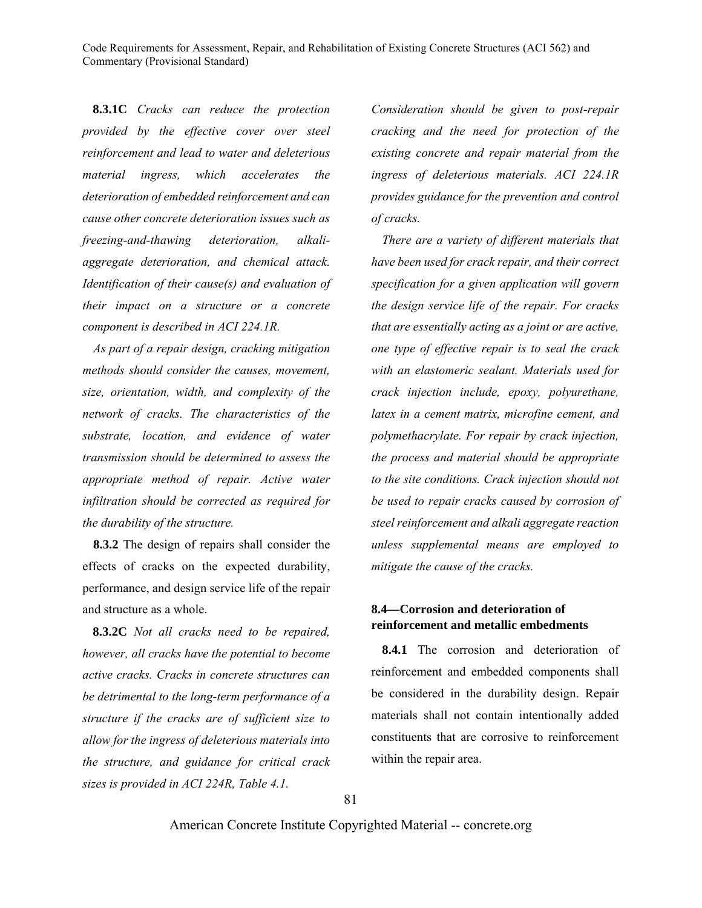**8.3.1C** *Cracks can reduce the protection provided by the effective cover over steel reinforcement and lead to water and deleterious material ingress, which accelerates the deterioration of embedded reinforcement and can cause other concrete deterioration issues such as freezing-and-thawing deterioration, alkali-aggregate deterioration, and chemical attack. Identification of their cause(s) and evaluation of their impact on a structure or a concrete component is described in ACI 224.1R.*

*As part of a repair design, cracking mitigation methods should consider the causes, movement, size, orientation, width, and complexity of the network of cracks. The characteristics of the substrate, location, and evidence of water transmission should be determined to assess the appropriate method of repair. Active water infiltration should be corrected as required for the durability of the structure.*

**8.3.2** The design of repairs shall consider the effects of cracks on the expected durability, performance, and design service life of the repair and structure as a whole.

**8.3.2C** *Not all cracks need to be repaired, however, all cracks have the potential to become active cracks. Cracks in concrete structures can be detrimental to the long-term performance of a structure if the cracks are of sufficient size to allow for the ingress of deleterious materials into the structure, and guidance for critical crack sizes is provided in ACI 224R, Table 4.1.*

*Consideration should be given to post-repair cracking and the need for protection of the existing concrete and repair material from the ingress of deleterious materials. ACI 224.1R provides guidance for the prevention and control of cracks.*

*There are a variety of different materials that have been used for crack repair, and their correct specification for a given application will govern the design service life of the repair. For cracks that are essentially acting as a joint or are active, one type of effective repair is to seal the crack with an elastomeric sealant. Materials used for crack injection include, epoxy, polyurethane, latex in a cement matrix, microfine cement, and polymethacrylate. For repair by crack injection, the process and material should be appropriate to the site conditions. Crack injection should not be used to repair cracks caused by corrosion of steel reinforcement and alkali aggregate reaction unless supplemental means are employed to mitigate the cause of the cracks.*

### 8.4—Corrosion and deterioration of reinforcement and metallic embedments

**8.4.1** The corrosion and deterioration of reinforcement and embedded components shall be considered in the durability design. Repair materials shall not contain intentionally added constituents that are corrosive to reinforcement within the repair area.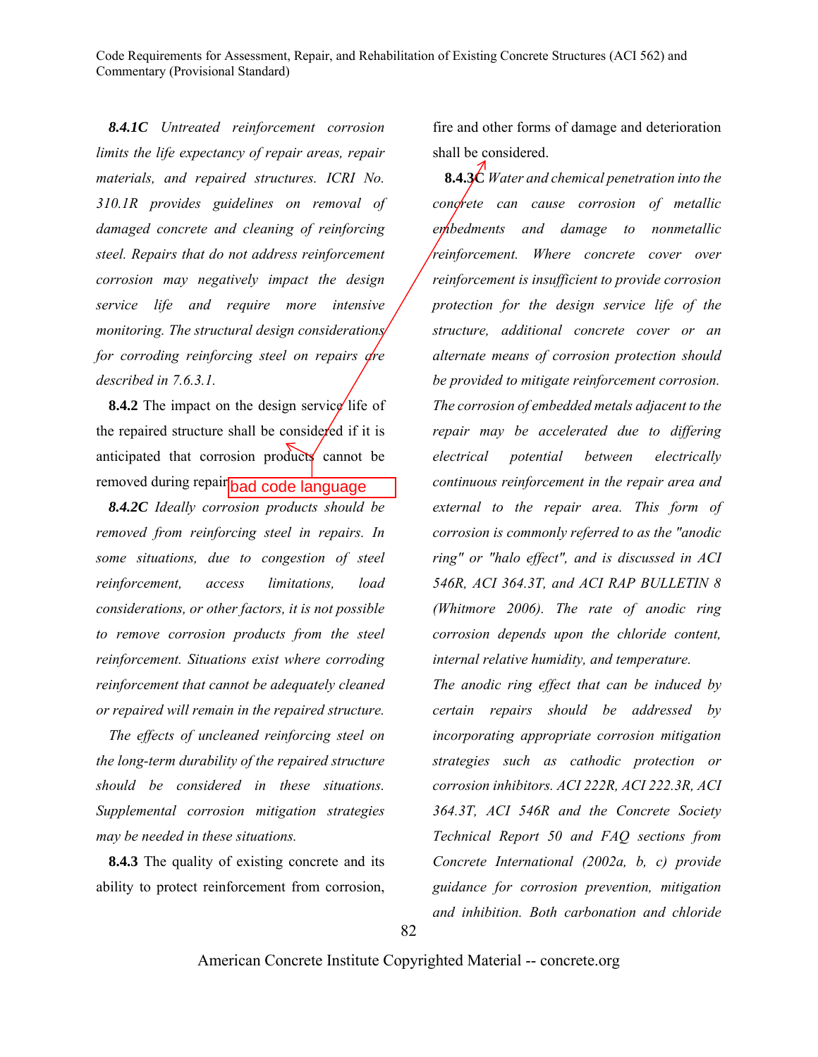***8.4.1C*** *Untreated reinforcement corrosion limits the life expectancy of repair areas, repair materials, and repaired structures. ICRI No. 310.1R provides guidelines on removal of damaged concrete and cleaning of reinforcing steel. Repairs that do not address reinforcement corrosion may negatively impact the design service life and require more intensive monitoring. The structural design considerations for corroding reinforcing steel on repairs are described in 7.6.3.1.*

**8.4.2** The impact on the design service life of the repaired structure shall be considered if it is anticipated that corrosion products cannot be removed during repair.

bad code language

***8.4.2C*** *Ideally corrosion products should be removed from reinforcing steel in repairs. In some situations, due to congestion of steel reinforcement, access limitations, load considerations, or other factors, it is not possible to remove corrosion products from the steel reinforcement. Situations exist where corroding reinforcement that cannot be adequately cleaned or repaired will remain in the repaired structure.*

*The effects of uncleaned reinforcing steel on the long-term durability of the repaired structure should be considered in these situations. Supplemental corrosion mitigation strategies may be needed in these situations.*

**8.4.3** The quality of existing concrete and its ability to protect reinforcement from corrosion, fire and other forms of damage and deterioration shall be considered.

**8.4.3C** *Water and chemical penetration into the concrete can cause corrosion of metallic embedments and damage to nonmetallic reinforcement. Where concrete cover over reinforcement is insufficient to provide corrosion protection for the design service life of the structure, additional concrete cover or an alternate means of corrosion protection should be provided to mitigate reinforcement corrosion. The corrosion of embedded metals adjacent to the repair may be accelerated due to differing electrical potential between electrically continuous reinforcement in the repair area and external to the repair area. This form of corrosion is commonly referred to as the "anodic ring" or "halo effect", and is discussed in ACI 546R, ACI 364.3T, and ACI RAP BULLETIN 8 (Whitmore 2006). The rate of anodic ring corrosion depends upon the chloride content, internal relative humidity, and temperature.*

*The anodic ring effect that can be induced by certain repairs should be addressed by incorporating appropriate corrosion mitigation strategies such as cathodic protection or corrosion inhibitors. ACI 222R, ACI 222.3R, ACI 364.3T, ACI 546R and the Concrete Society Technical Report 50 and FAQ sections from Concrete International (2002a, b, c) provide guidance for corrosion prevention, mitigation and inhibition. Both carbonation and chloride*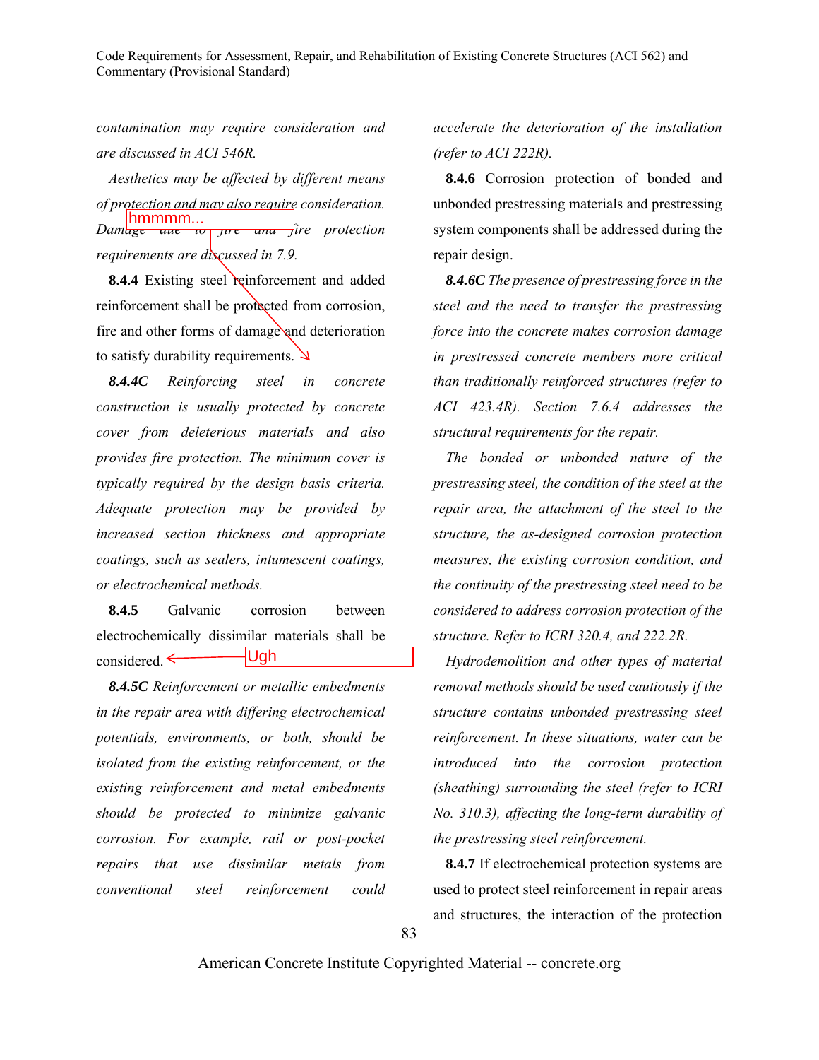*contamination may require consideration and are discussed in ACI 546R.*

*Aesthetics may be affected by different means of protection and may also require consideration. Damage due to fire and fire protection requirements are discussed in 7.9.*

hmmmm...

**8.4.4** Existing steel reinforcement and added reinforcement shall be protected from corrosion, fire and other forms of damage and deterioration to satisfy durability requirements.

***8.4.4C*** *Reinforcing steel in concrete construction is usually protected by concrete cover from deleterious materials and also provides fire protection. The minimum cover is typically required by the design basis criteria. Adequate protection may be provided by increased section thickness and appropriate coatings, such as sealers, intumescent coatings, or electrochemical methods.*

**8.4.5** Galvanic corrosion between electrochemically dissimilar materials shall be considered.

Ugh

***8.4.5C*** *Reinforcement or metallic embedments in the repair area with differing electrochemical potentials, environments, or both, should be isolated from the existing reinforcement, or the existing reinforcement and metal embedments should be protected to minimize galvanic corrosion. For example, rail or post-pocket repairs that use dissimilar metals from conventional steel reinforcement could accelerate the deterioration of the installation (refer to ACI 222R).*

**8.4.6** Corrosion protection of bonded and unbonded prestressing materials and prestressing system components shall be addressed during the repair design.

***8.4.6C*** *The presence of prestressing force in the steel and the need to transfer the prestressing force into the concrete makes corrosion damage in prestressed concrete members more critical than traditionally reinforced structures (refer to ACI 423.4R). Section 7.6.4 addresses the structural requirements for the repair.*

*The bonded or unbonded nature of the prestressing steel, the condition of the steel at the repair area, the attachment of the steel to the structure, the as-designed corrosion protection measures, the existing corrosion condition, and the continuity of the prestressing steel need to be considered to address corrosion protection of the structure. Refer to ICRI 320.4, and 222.2R.*

*Hydrodemolition and other types of material removal methods should be used cautiously if the structure contains unbonded prestressing steel reinforcement. In these situations, water can be introduced into the corrosion protection (sheathing) surrounding the steel (refer to ICRI No. 310.3), affecting the long-term durability of the prestressing steel reinforcement.*

**8.4.7** If electrochemical protection systems are used to protect steel reinforcement in repair areas and structures, the interaction of the protection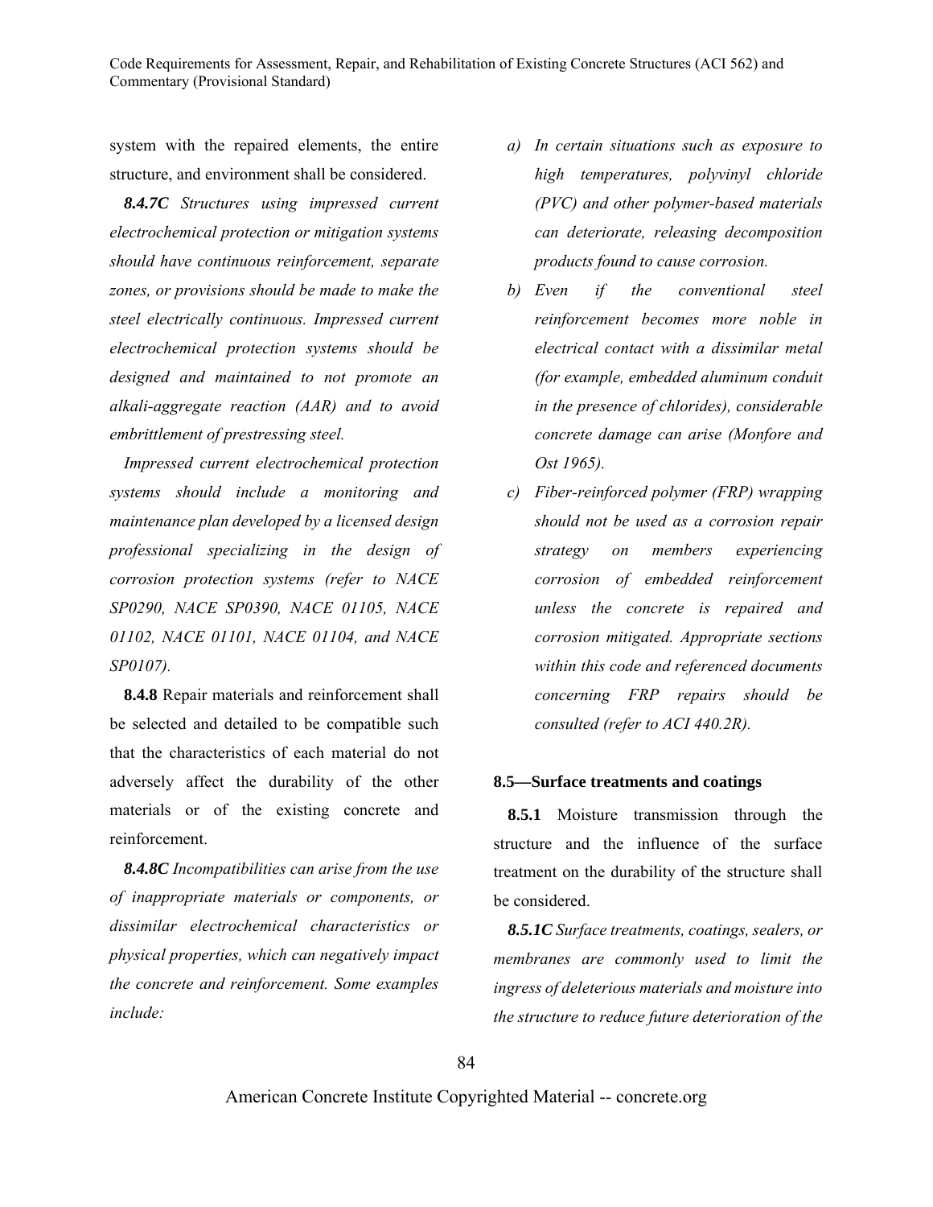system with the repaired elements, the entire structure, and environment shall be considered.

***8.4.7C*** *Structures using impressed current electrochemical protection or mitigation systems should have continuous reinforcement, separate zones, or provisions should be made to make the steel electrically continuous. Impressed current electrochemical protection systems should be designed and maintained to not promote an alkali-aggregate reaction (AAR) and to avoid embrittlement of prestressing steel.*

*Impressed current electrochemical protection systems should include a monitoring and maintenance plan developed by a licensed design professional specializing in the design of corrosion protection systems (refer to NACE SP0290, NACE SP0390, NACE 01105, NACE 01102, NACE 01101, NACE 01104, and NACE SP0107).*

**8.4.8** Repair materials and reinforcement shall be selected and detailed to be compatible such that the characteristics of each material do not adversely affect the durability of the other materials or of the existing concrete and reinforcement.

***8.4.8C*** *Incompatibilities can arise from the use of inappropriate materials or components, or dissimilar electrochemical characteristics or physical properties, which can negatively impact the concrete and reinforcement. Some examples include:*

*a) In certain situations such as exposure to high temperatures, polyvinyl chloride (PVC) and other polymer-based materials can deteriorate, releasing decomposition products found to cause corrosion.*

*b) Even if the conventional steel reinforcement becomes more noble in electrical contact with a dissimilar metal (for example, embedded aluminum conduit in the presence of chlorides), considerable concrete damage can arise (Monfore and Ost 1965).*

*c) Fiber-reinforced polymer (FRP) wrapping should not be used as a corrosion repair strategy on members experiencing corrosion of embedded reinforcement unless the concrete is repaired and corrosion mitigated. Appropriate sections within this code and referenced documents concerning FRP repairs should be consulted (refer to ACI 440.2R).*

### 8.5—Surface treatments and coatings

**8.5.1** Moisture transmission through the structure and the influence of the surface treatment on the durability of the structure shall be considered.

***8.5.1C*** *Surface treatments, coatings, sealers, or membranes are commonly used to limit the ingress of deleterious materials and moisture into the structure to reduce future deterioration of the*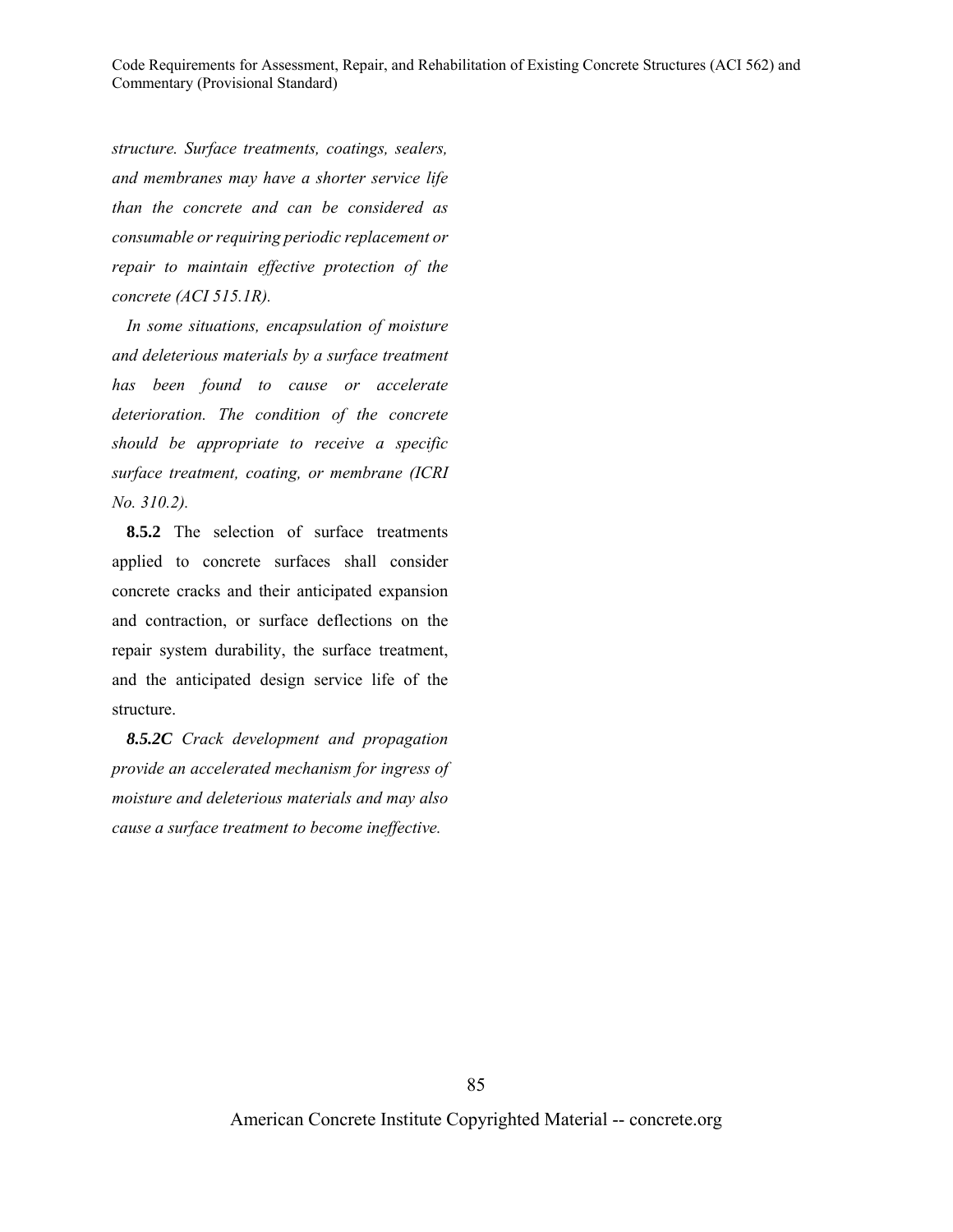*structure. Surface treatments, coatings, sealers, and membranes may have a shorter service life than the concrete and can be considered as consumable or requiring periodic replacement or repair to maintain effective protection of the concrete (ACI 515.1R).*

*In some situations, encapsulation of moisture and deleterious materials by a surface treatment has been found to cause or accelerate deterioration. The condition of the concrete should be appropriate to receive a specific surface treatment, coating, or membrane (ICRI No. 310.2).*

**8.5.2** The selection of surface treatments applied to concrete surfaces shall consider concrete cracks and their anticipated expansion and contraction, or surface deflections on the repair system durability, the surface treatment, and the anticipated design service life of the structure.

***8.5.2C*** *Crack development and propagation provide an accelerated mechanism for ingress of moisture and deleterious materials and may also cause a surface treatment to become ineffective.*